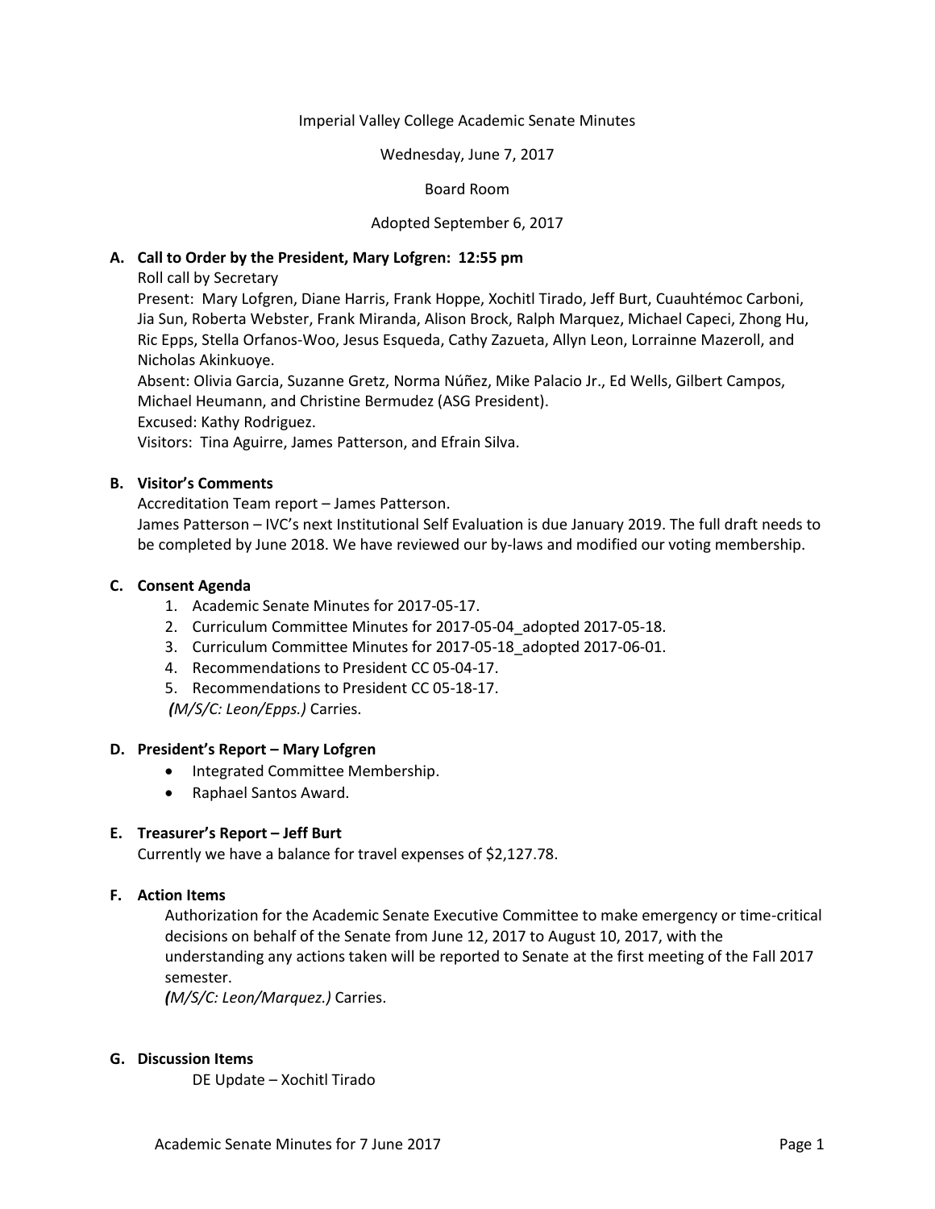Imperial Valley College Academic Senate Minutes

Wednesday, June 7, 2017

Board Room

Adopted September 6, 2017

**A. Call to Order by the President, Mary Lofgren: 12:55 pm**

Roll call by Secretary

Present: Mary Lofgren, Diane Harris, Frank Hoppe, Xochitl Tirado, Jeff Burt, Cuauhtémoc Carboni, Jia Sun, Roberta Webster, Frank Miranda, Alison Brock, Ralph Marquez, Michael Capeci, Zhong Hu, Ric Epps, Stella Orfanos-Woo, Jesus Esqueda, Cathy Zazueta, Allyn Leon, Lorrainne Mazeroll, and Nicholas Akinkuoye.

Absent: Olivia Garcia, Suzanne Gretz, Norma Núñez, Mike Palacio Jr., Ed Wells, Gilbert Campos, Michael Heumann, and Christine Bermudez (ASG President).

Excused: Kathy Rodriguez.

Visitors: Tina Aguirre, James Patterson, and Efrain Silva.

**B. Visitor's Comments**

Accreditation Team report – James Patterson.

James Patterson – IVC's next Institutional Self Evaluation is due January 2019. The full draft needs to be completed by June 2018. We have reviewed our by-laws and modified our voting membership.

**C. Consent Agenda**

1. Academic Senate Minutes for 2017-05-17.
2. Curriculum Committee Minutes for 2017-05-04_adopted 2017-05-18.
3. Curriculum Committee Minutes for 2017-05-18_adopted 2017-06-01.
4. Recommendations to President CC 05-04-17.
5. Recommendations to President CC 05-18-17.

*(M/S/C: Leon/Epps.)* Carries.

**D. President's Report – Mary Lofgren**

- Integrated Committee Membership.
- Raphael Santos Award.

**E. Treasurer's Report – Jeff Burt**

Currently we have a balance for travel expenses of $2,127.78.

**F. Action Items**

Authorization for the Academic Senate Executive Committee to make emergency or time-critical decisions on behalf of the Senate from June 12, 2017 to August 10, 2017, with the understanding any actions taken will be reported to Senate at the first meeting of the Fall 2017 semester.

*(M/S/C: Leon/Marquez.)* Carries.

**G. Discussion Items**

DE Update – Xochitl Tirado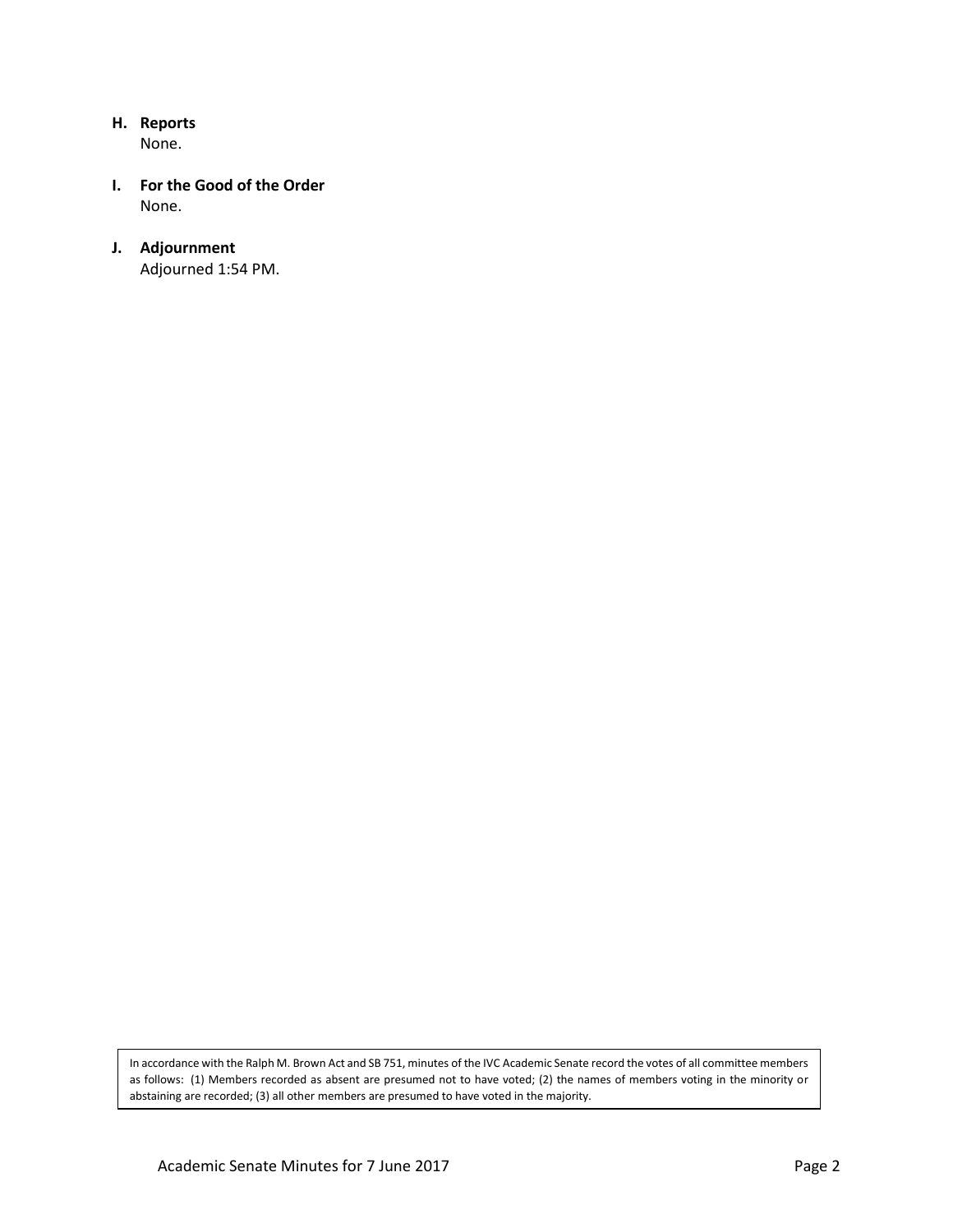**H. Reports**

None.

**I. For the Good of the Order**

None.

**J. Adjournment**

Adjourned 1:54 PM.

In accordance with the Ralph M. Brown Act and SB 751, minutes of the IVC Academic Senate record the votes of all committee members as follows: (1) Members recorded as absent are presumed not to have voted; (2) the names of members voting in the minority or abstaining are recorded; (3) all other members are presumed to have voted in the majority.